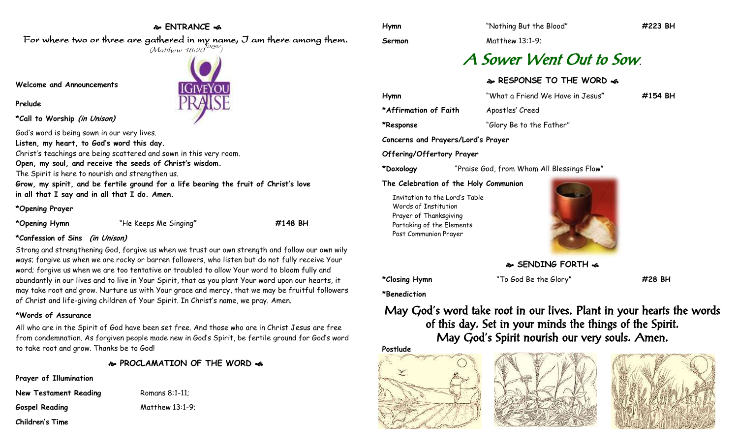## ENTRANCE

For where two or three are gathered in my name, I am there among them.

*(Matthew 18:20 NRSV)*

**Welcome and Announcements**

**Prelude**

**\*Call to Worship** ***(in Unison)***

God's word is being sown in our very lives.
**Listen, my heart, to God's word this day.**
Christ's teachings are being scattered and sown in this very room.
**Open, my soul, and receive the seeds of Christ's wisdom.**
The Spirit is here to nourish and strengthen us.
**Grow, my spirit, and be fertile ground for a life bearing the fruit of Christ's love in all that I say and in all that I do. Amen.**

**\*Opening Prayer**

**\*Opening Hymn** "He Keeps Me Singing" **#148 BH**

**\*Confession of Sins** ***(in Unison)***

Strong and strengthening God, forgive us when we trust our own strength and follow our own wily ways; forgive us when we are rocky or barren followers, who listen but do not fully receive Your word; forgive us when we are too tentative or troubled to allow Your word to bloom fully and abundantly in our lives and to live in Your Spirit, that as you plant Your word upon our hearts, it may take root and grow. Nurture us with Your grace and mercy, that we may be fruitful followers of Christ and life-giving children of Your Spirit. In Christ's name, we pray. Amen.

**\*Words of Assurance**

All who are in the Spirit of God have been set free. And those who are in Christ Jesus are free from condemnation. As forgiven people made new in God's Spirit, be fertile ground for God's word to take root and grow. Thanks be to God!

## PROCLAMATION OF THE WORD

**Prayer of Illumination**

**New Testament Reading** Romans 8:1-11;

**Gospel Reading** Matthew 13:1-9;

**Children's Time**

**Hymn** "Nothing But the Blood" **#223 BH**

**Sermon** Matthew 13:1-9;

# *A Sower Went Out to Sow.*

## RESPONSE TO THE WORD

**Hymn** "What a Friend We Have in Jesus" **#154 BH**

**\*Affirmation of Faith** Apostles' Creed

**\*Response** "Glory Be to the Father"

**Concerns and Prayers/Lord's Prayer**

**Offering/Offertory Prayer**

**\*Doxology** "Praise God, from Whom All Blessings Flow"

**The Celebration of the Holy Communion**

Invitation to the Lord's Table
Words of Institution
Prayer of Thanksgiving
Partaking of the Elements
Post Communion Prayer

## SENDING FORTH

**\*Closing Hymn** "To God Be the Glory" **#28 BH**

**\*Benediction**

May God's word take root in our lives. Plant in your hearts the words of this day. Set in your minds the things of the Spirit. May God's Spirit nourish our very souls. Amen.

**Postlude**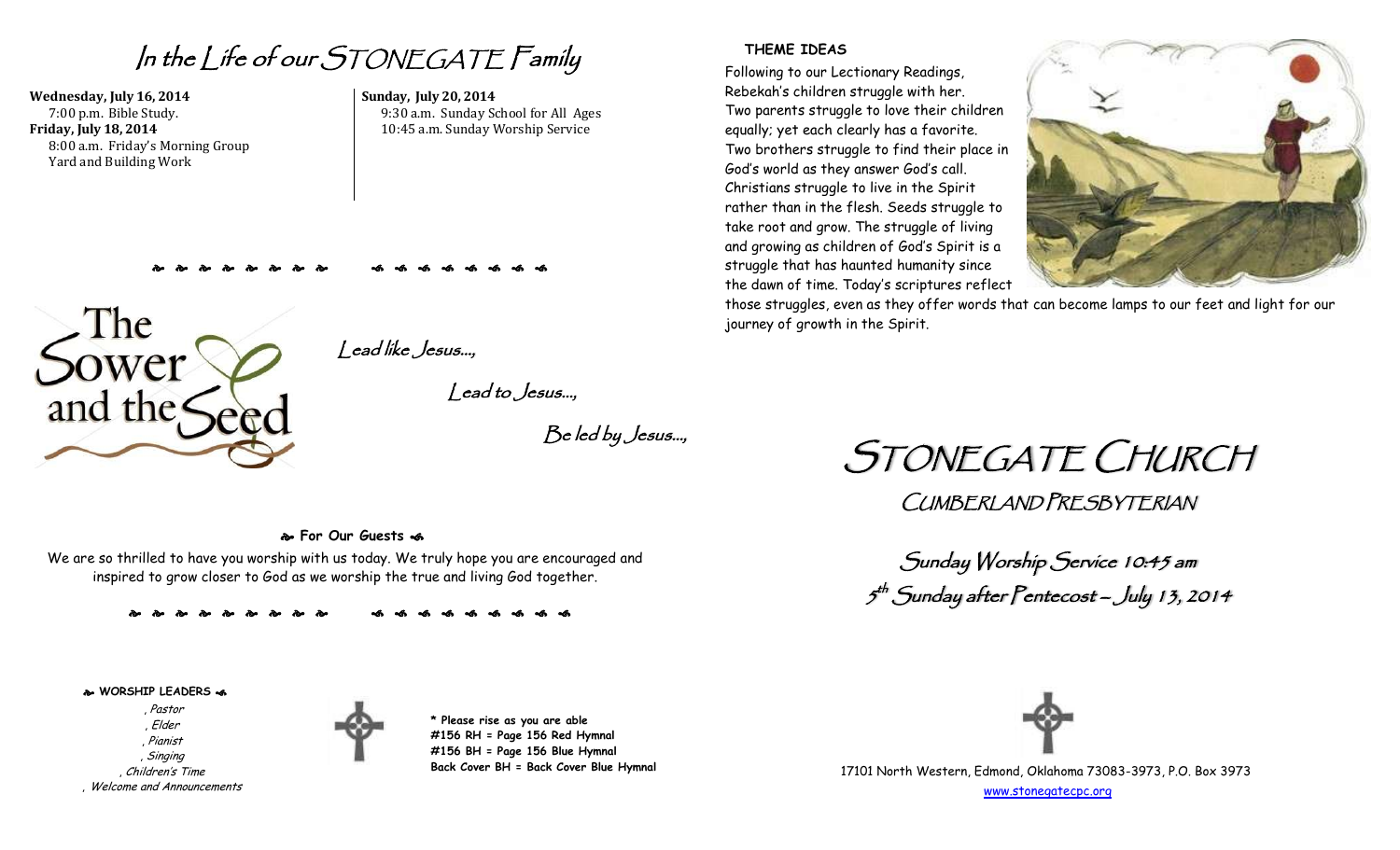# In the Life of our STONEGATE Family

**Wednesday, July 16, 2014**
7:00 p.m. Bible Study.

**Friday, July 18, 2014**
8:00 a.m. Friday's Morning Group
Yard and Building Work

**Sunday, July 20, 2014**
9:30 a.m. Sunday School for All Ages
10:45 a.m. Sunday Worship Service

Lead like Jesus…,

Lead to Jesus…,

Be led by Jesus…,

**For Our Guests**

We are so thrilled to have you worship with us today. We truly hope you are encouraged and inspired to grow closer to God as we worship the true and living God together.

**WORSHIP LEADERS**

, *Pastor*
, *Elder*
, *Pianist*
, *Singing*
, *Children's Time*
, *Welcome and Announcements*

**\* Please rise as you are able**
**#156 RH = Page 156 Red Hymnal**
**#156 BH = Page 156 Blue Hymnal**
**Back Cover BH = Back Cover Blue Hymnal**

**THEME IDEAS**

Following to our Lectionary Readings, Rebekah's children struggle with her. Two parents struggle to love their children equally; yet each clearly has a favorite. Two brothers struggle to find their place in God's world as they answer God's call. Christians struggle to live in the Spirit rather than in the flesh. Seeds struggle to take root and grow. The struggle of living and growing as children of God's Spirit is a struggle that has haunted humanity since the dawn of time. Today's scriptures reflect those struggles, even as they offer words that can become lamps to our feet and light for our journey of growth in the Spirit.

# STONEGATE CHURCH

## CUMBERLAND PRESBYTERIAN

Sunday Worship Service 10:45 am

5th Sunday after Pentecost – July 13, 2014

17101 North Western, Edmond, Oklahoma 73083-3973, P.O. Box 3973

www.stonegatecpc.org